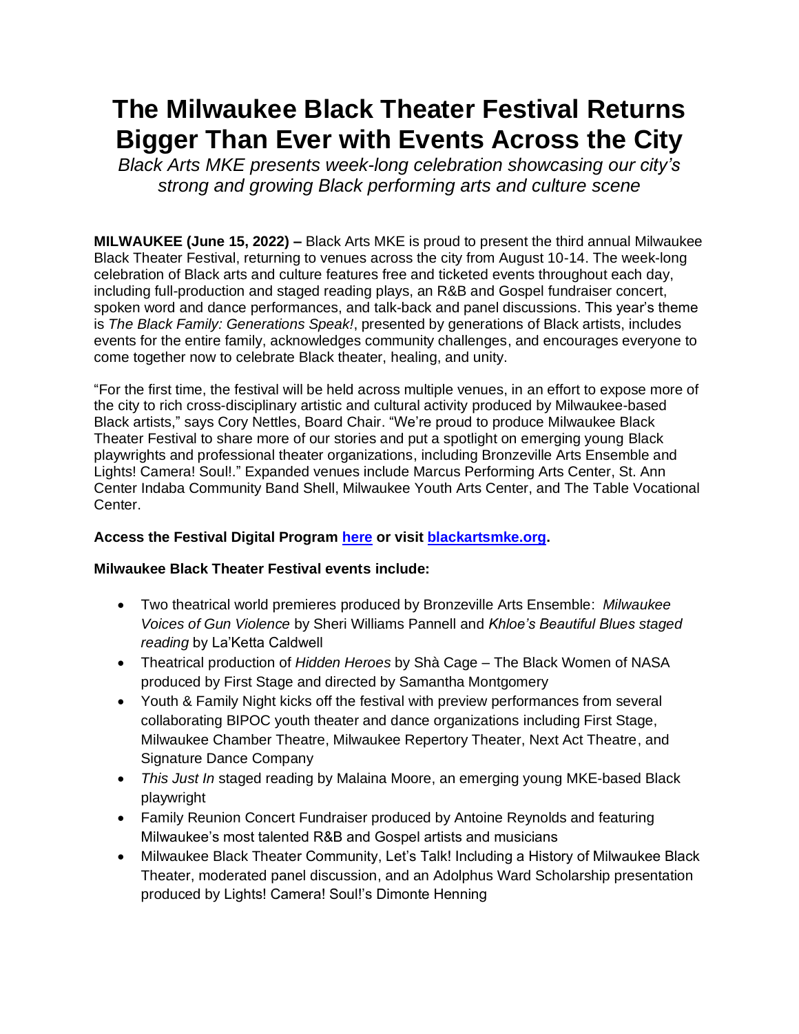# The Milwaukee Black Theater Festival Returns Bigger Than Ever with Events Across the City

*Black Arts MKE presents week-long celebration showcasing our city's strong and growing Black performing arts and culture scene*

**MILWAUKEE (June 15, 2022) –** Black Arts MKE is proud to present the third annual Milwaukee Black Theater Festival, returning to venues across the city from August 10-14. The week-long celebration of Black arts and culture features free and ticketed events throughout each day, including full-production and staged reading plays, an R&B and Gospel fundraiser concert, spoken word and dance performances, and talk-back and panel discussions. This year's theme is *The Black Family: Generations Speak!*, presented by generations of Black artists, includes events for the entire family, acknowledges community challenges, and encourages everyone to come together now to celebrate Black theater, healing, and unity.

"For the first time, the festival will be held across multiple venues, in an effort to expose more of the city to rich cross-disciplinary artistic and cultural activity produced by Milwaukee-based Black artists," says Cory Nettles, Board Chair. "We're proud to produce Milwaukee Black Theater Festival to share more of our stories and put a spotlight on emerging young Black playwrights and professional theater organizations, including Bronzeville Arts Ensemble and Lights! Camera! Soul!." Expanded venues include Marcus Performing Arts Center, St. Ann Center Indaba Community Band Shell, Milwaukee Youth Arts Center, and The Table Vocational Center.

**Access the Festival Digital Program [here] or visit [blackartsmke.org].**

**Milwaukee Black Theater Festival events include:**

- Two theatrical world premieres produced by Bronzeville Arts Ensemble: *Milwaukee Voices of Gun Violence* by Sheri Williams Pannell and *Khloe's Beautiful Blues staged reading* by La'Ketta Caldwell
- Theatrical production of *Hidden Heroes* by Shà Cage – The Black Women of NASA produced by First Stage and directed by Samantha Montgomery
- Youth & Family Night kicks off the festival with preview performances from several collaborating BIPOC youth theater and dance organizations including First Stage, Milwaukee Chamber Theatre, Milwaukee Repertory Theater, Next Act Theatre, and Signature Dance Company
- *This Just In* staged reading by Malaina Moore, an emerging young MKE-based Black playwright
- Family Reunion Concert Fundraiser produced by Antoine Reynolds and featuring Milwaukee's most talented R&B and Gospel artists and musicians
- Milwaukee Black Theater Community, Let's Talk! Including a History of Milwaukee Black Theater, moderated panel discussion, and an Adolphus Ward Scholarship presentation produced by Lights! Camera! Soul!'s Dimonte Henning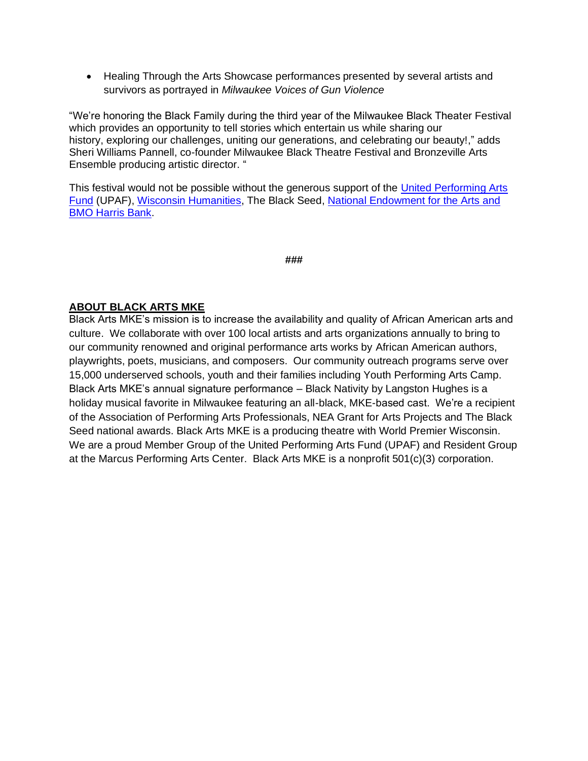- Healing Through the Arts Showcase performances presented by several artists and survivors as portrayed in *Milwaukee Voices of Gun Violence*

"We're honoring the Black Family during the third year of the Milwaukee Black Theater Festival which provides an opportunity to tell stories which entertain us while sharing our history, exploring our challenges, uniting our generations, and celebrating our beauty!," adds Sheri Williams Pannell, co-founder Milwaukee Black Theatre Festival and Bronzeville Arts Ensemble producing artistic director. "

This festival would not be possible without the generous support of the United Performing Arts Fund (UPAF), Wisconsin Humanities, The Black Seed, National Endowment for the Arts and BMO Harris Bank.

###

**ABOUT BLACK ARTS MKE**

Black Arts MKE's mission is to increase the availability and quality of African American arts and culture. We collaborate with over 100 local artists and arts organizations annually to bring to our community renowned and original performance arts works by African American authors, playwrights, poets, musicians, and composers. Our community outreach programs serve over 15,000 underserved schools, youth and their families including Youth Performing Arts Camp. Black Arts MKE's annual signature performance – Black Nativity by Langston Hughes is a holiday musical favorite in Milwaukee featuring an all-black, MKE-based cast. We're a recipient of the Association of Performing Arts Professionals, NEA Grant for Arts Projects and The Black Seed national awards. Black Arts MKE is a producing theatre with World Premier Wisconsin. We are a proud Member Group of the United Performing Arts Fund (UPAF) and Resident Group at the Marcus Performing Arts Center. Black Arts MKE is a nonprofit 501(c)(3) corporation.